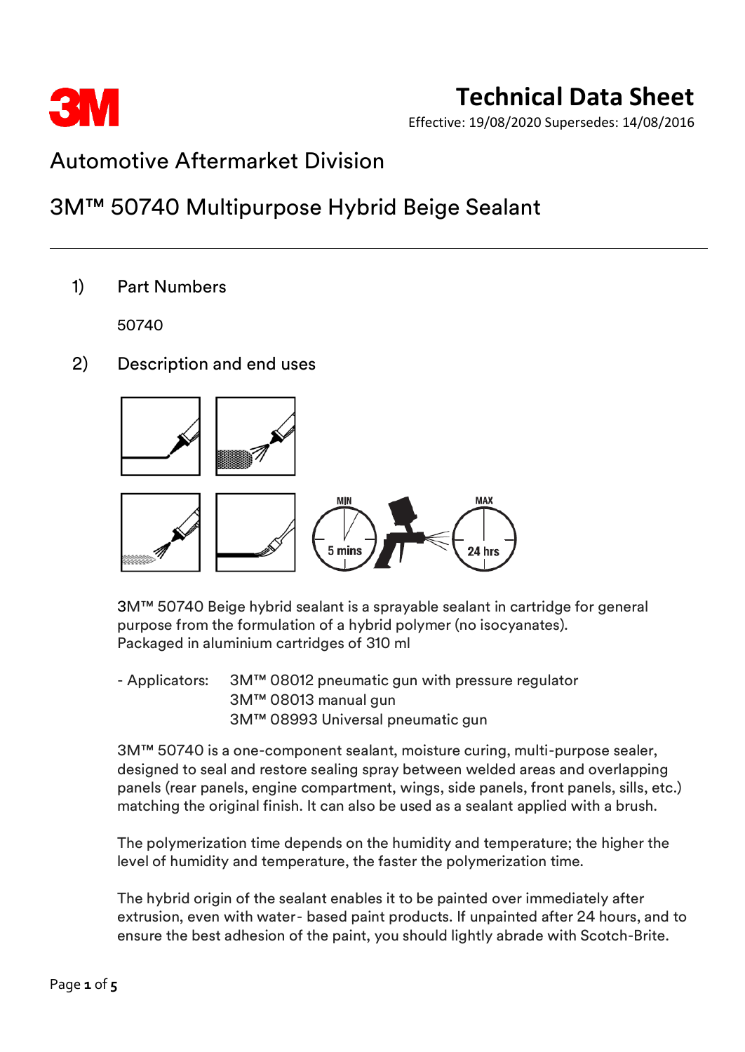# Technical Data Sheet

Effective: 19/08/2020 Supersedes: 14/08/2016

## Automotive Aftermarket Division

## 3M™ 50740 Multipurpose Hybrid Beige Sealant

### 1) Part Numbers

50740

### 2) Description and end uses

MIN 5 mins MAX 24 hrs

3M™ 50740 Beige hybrid sealant is a sprayable sealant in cartridge for general purpose from the formulation of a hybrid polymer (no isocyanates).
Packaged in aluminium cartridges of 310 ml

- Applicators: 3M™ 08012 pneumatic gun with pressure regulator
  3M™ 08013 manual gun
  3M™ 08993 Universal pneumatic gun

3M™ 50740 is a one-component sealant, moisture curing, multi-purpose sealer, designed to seal and restore sealing spray between welded areas and overlapping panels (rear panels, engine compartment, wings, side panels, front panels, sills, etc.) matching the original finish. It can also be used as a sealant applied with a brush.

The polymerization time depends on the humidity and temperature; the higher the level of humidity and temperature, the faster the polymerization time.

The hybrid origin of the sealant enables it to be painted over immediately after extrusion, even with water- based paint products. If unpainted after 24 hours, and to ensure the best adhesion of the paint, you should lightly abrade with Scotch-Brite.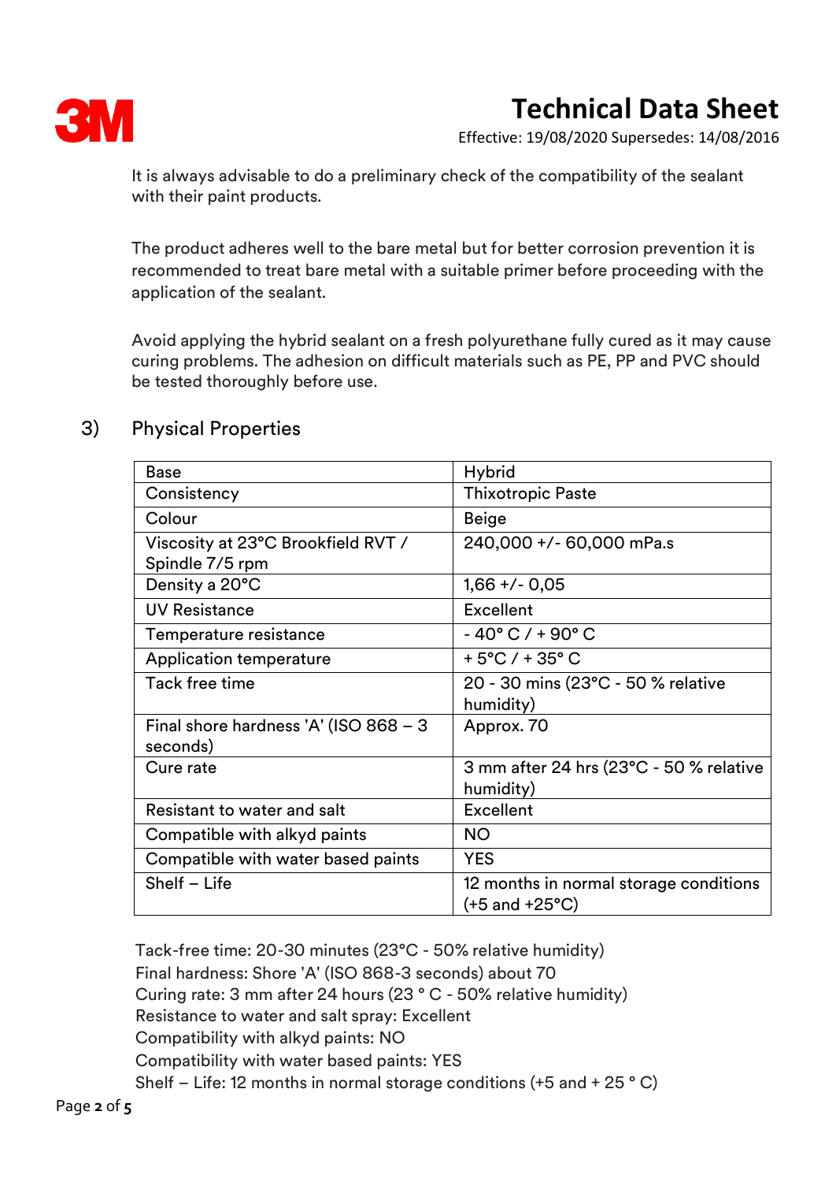It is always advisable to do a preliminary check of the compatibility of the sealant with their paint products.

The product adheres well to the bare metal but for better corrosion prevention it is recommended to treat bare metal with a suitable primer before proceeding with the application of the sealant.

Avoid applying the hybrid sealant on a fresh polyurethane fully cured as it may cause curing problems. The adhesion on difficult materials such as PE, PP and PVC should be tested thoroughly before use.

## 3) Physical Properties

| Base | Hybrid |
|---|---|
| Consistency | Thixotropic Paste |
| Colour | Beige |
| Viscosity at 23°C Brookfield RVT / Spindle 7/5 rpm | 240,000 +/- 60,000 mPa.s |
| Density a 20°C | 1,66 +/- 0,05 |
| UV Resistance | Excellent |
| Temperature resistance | - 40° C / + 90° C |
| Application temperature | + 5°C / + 35° C |
| Tack free time | 20 - 30 mins (23°C - 50 % relative humidity) |
| Final shore hardness 'A' (ISO 868 – 3 seconds) | Approx. 70 |
| Cure rate | 3 mm after 24 hrs (23°C - 50 % relative humidity) |
| Resistant to water and salt | Excellent |
| Compatible with alkyd paints | NO |
| Compatible with water based paints | YES |
| Shelf – Life | 12 months in normal storage conditions (+5 and +25°C) |

Tack-free time: 20-30 minutes (23°C - 50% relative humidity)
Final hardness: Shore 'A' (ISO 868-3 seconds) about 70
Curing rate: 3 mm after 24 hours (23 ° C - 50% relative humidity)
Resistance to water and salt spray: Excellent
Compatibility with alkyd paints: NO
Compatibility with water based paints: YES
Shelf – Life: 12 months in normal storage conditions (+5 and + 25 ° C)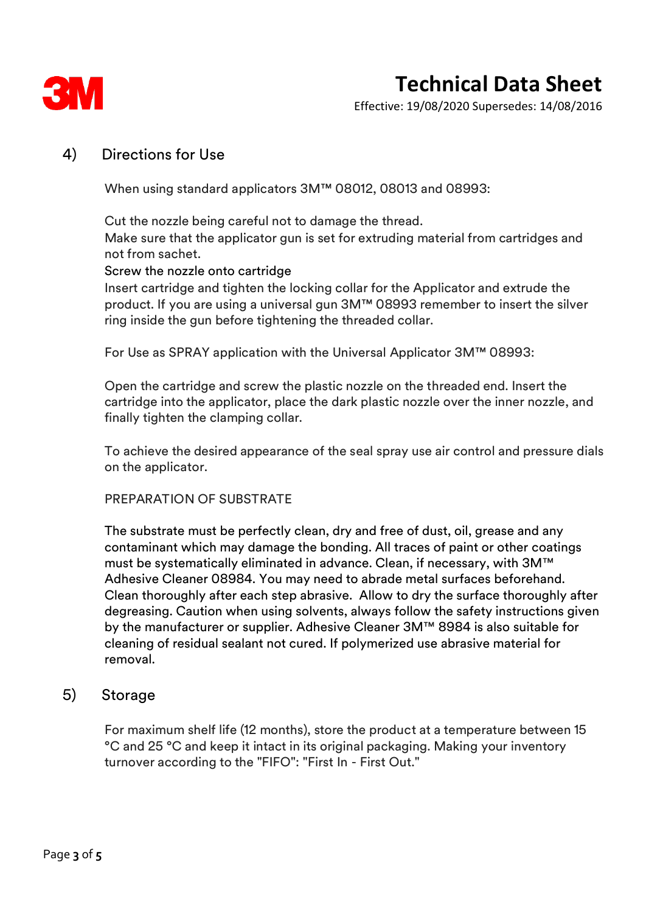## 4) Directions for Use

When using standard applicators 3M™ 08012, 08013 and 08993:

Cut the nozzle being careful not to damage the thread.
Make sure that the applicator gun is set for extruding material from cartridges and not from sachet.
Screw the nozzle onto cartridge
Insert cartridge and tighten the locking collar for the Applicator and extrude the product. If you are using a universal gun 3M™ 08993 remember to insert the silver ring inside the gun before tightening the threaded collar.

For Use as SPRAY application with the Universal Applicator 3M™ 08993:

Open the cartridge and screw the plastic nozzle on the threaded end. Insert the cartridge into the applicator, place the dark plastic nozzle over the inner nozzle, and finally tighten the clamping collar.

To achieve the desired appearance of the seal spray use air control and pressure dials on the applicator.

PREPARATION OF SUBSTRATE

The substrate must be perfectly clean, dry and free of dust, oil, grease and any contaminant which may damage the bonding. All traces of paint or other coatings must be systematically eliminated in advance. Clean, if necessary, with 3M™ Adhesive Cleaner 08984. You may need to abrade metal surfaces beforehand. Clean thoroughly after each step abrasive. Allow to dry the surface thoroughly after degreasing. Caution when using solvents, always follow the safety instructions given by the manufacturer or supplier. Adhesive Cleaner 3M™ 8984 is also suitable for cleaning of residual sealant not cured. If polymerized use abrasive material for removal.

## 5) Storage

For maximum shelf life (12 months), store the product at a temperature between 15 °C and 25 °C and keep it intact in its original packaging. Making your inventory turnover according to the "FIFO": "First In - First Out."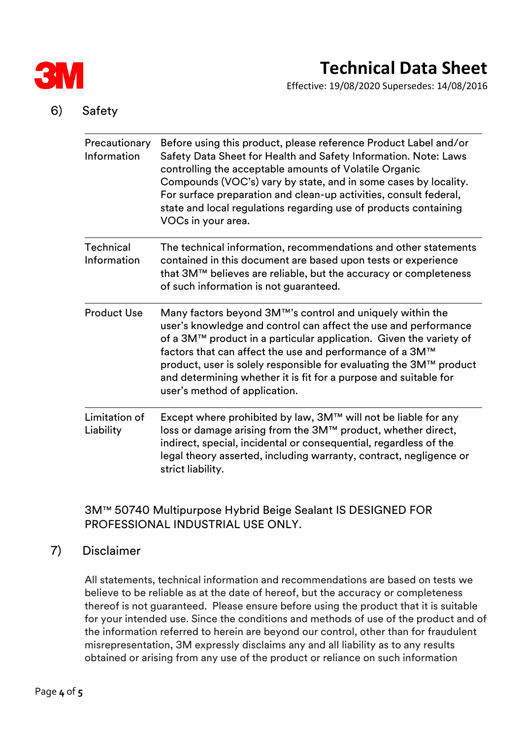## 6) Safety

| | |
|---|---|
| Precautionary Information | Before using this product, please reference Product Label and/or Safety Data Sheet for Health and Safety Information. Note: Laws controlling the acceptable amounts of Volatile Organic Compounds (VOC's) vary by state, and in some cases by locality. For surface preparation and clean-up activities, consult federal, state and local regulations regarding use of products containing VOCs in your area. |
| Technical Information | The technical information, recommendations and other statements contained in this document are based upon tests or experience that 3M™ believes are reliable, but the accuracy or completeness of such information is not guaranteed. |
| Product Use | Many factors beyond 3M™'s control and uniquely within the user's knowledge and control can affect the use and performance of a 3M™ product in a particular application. Given the variety of factors that can affect the use and performance of a 3M™ product, user is solely responsible for evaluating the 3M™ product and determining whether it is fit for a purpose and suitable for user's method of application. |
| Limitation of Liability | Except where prohibited by law, 3M™ will not be liable for any loss or damage arising from the 3M™ product, whether direct, indirect, special, incidental or consequential, regardless of the legal theory asserted, including warranty, contract, negligence or strict liability. |

3M™ 50740 Multipurpose Hybrid Beige Sealant IS DESIGNED FOR PROFESSIONAL INDUSTRIAL USE ONLY.

## 7) Disclaimer

All statements, technical information and recommendations are based on tests we believe to be reliable as at the date of hereof, but the accuracy or completeness thereof is not guaranteed. Please ensure before using the product that it is suitable for your intended use. Since the conditions and methods of use of the product and of the information referred to herein are beyond our control, other than for fraudulent misrepresentation, 3M expressly disclaims any and all liability as to any results obtained or arising from any use of the product or reliance on such information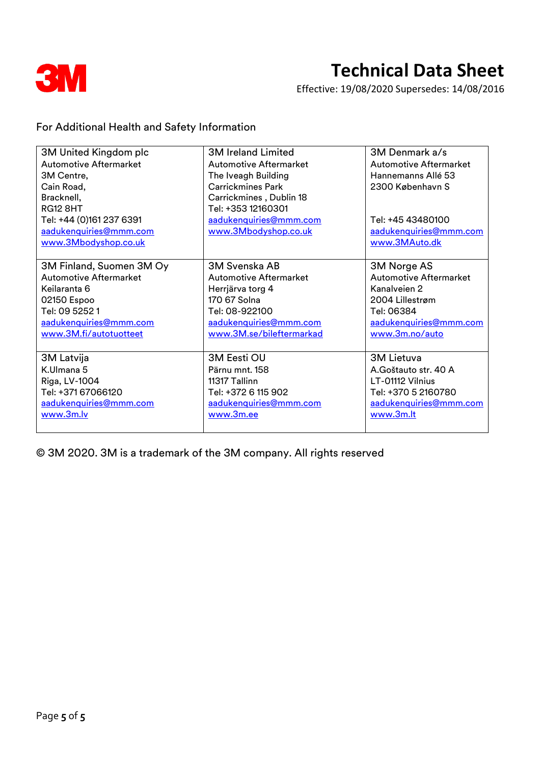# Technical Data Sheet

Effective: 19/08/2020 Supersedes: 14/08/2016

For Additional Health and Safety Information

| | | |
|---|---|---|
| 3M United Kingdom plc<br>Automotive Aftermarket<br>3M Centre,<br>Cain Road,<br>Bracknell,<br>RG12 8HT<br>Tel: +44 (0)161 237 6391<br>aadukenquiries@mmm.com<br>www.3Mbodyshop.co.uk | 3M Ireland Limited<br>Automotive Aftermarket<br>The Iveagh Building<br>Carrickmines Park<br>Carrickmines , Dublin 18<br>Tel: +353 12160301<br>aadukenquiries@mmm.com<br>www.3Mbodyshop.co.uk | 3M Denmark a/s<br>Automotive Aftermarket<br>Hannemanns Allé 53<br>2300 København S<br>Tel: +45 43480100<br>aadukenquiries@mmm.com<br>www.3MAuto.dk |
| 3M Finland, Suomen 3M Oy<br>Automotive Aftermarket<br>Keilaranta 6<br>02150 Espoo<br>Tel: 09 5252 1<br>aadukenquiries@mmm.com<br>www.3M.fi/autotuotteet | 3M Svenska AB<br>Automotive Aftermarket<br>Herrjärva torg 4<br>170 67 Solna<br>Tel: 08-922100<br>aadukenquiries@mmm.com<br>www.3M.se/bileftermarkad | 3M Norge AS<br>Automotive Aftermarket<br>Kanalveien 2<br>2004 Lillestrøm<br>Tel: 06384<br>aadukenquiries@mmm.com<br>www.3m.no/auto |
| 3M Latvija<br>K.Ulmana 5<br>Riga, LV-1004<br>Tel: +371 67066120<br>aadukenquiries@mmm.com<br>www.3m.lv | 3M Eesti OU<br>Pärnu mnt. 158<br>11317 Tallinn<br>Tel: +372 6 115 902<br>aadukenquiries@mmm.com<br>www.3m.ee | 3M Lietuva<br>A.Goštauto str. 40 A<br>LT-01112 Vilnius<br>Tel: +370 5 2160780<br>aadukenquiries@mmm.com<br>www.3m.lt |

© 3M 2020. 3M is a trademark of the 3M company. All rights reserved